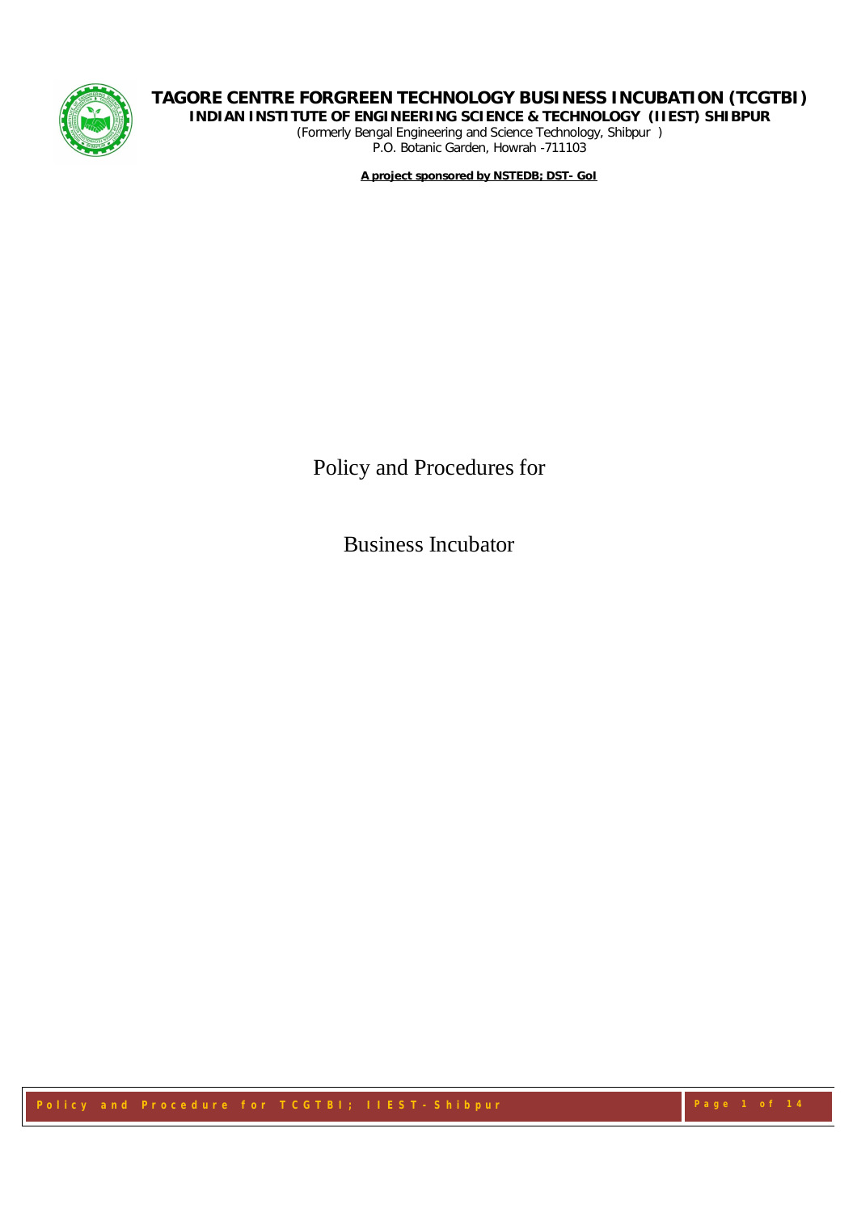**TAGORE CENTRE FORGREEN TECHNOLOGY BUSINESS INCUBATION (TCGTBI)**

**INDIAN INSTITUTE OF ENGINEERING SCIENCE & TECHNOLOGY (IIEST) SHIBPUR**

(Formerly Bengal Engineering and Science Technology, Shibpur )

P.O. Botanic Garden, Howrah -711103

**A project sponsored by NSTEDB; DST- GoI**

# Policy and Procedures for

# Business Incubator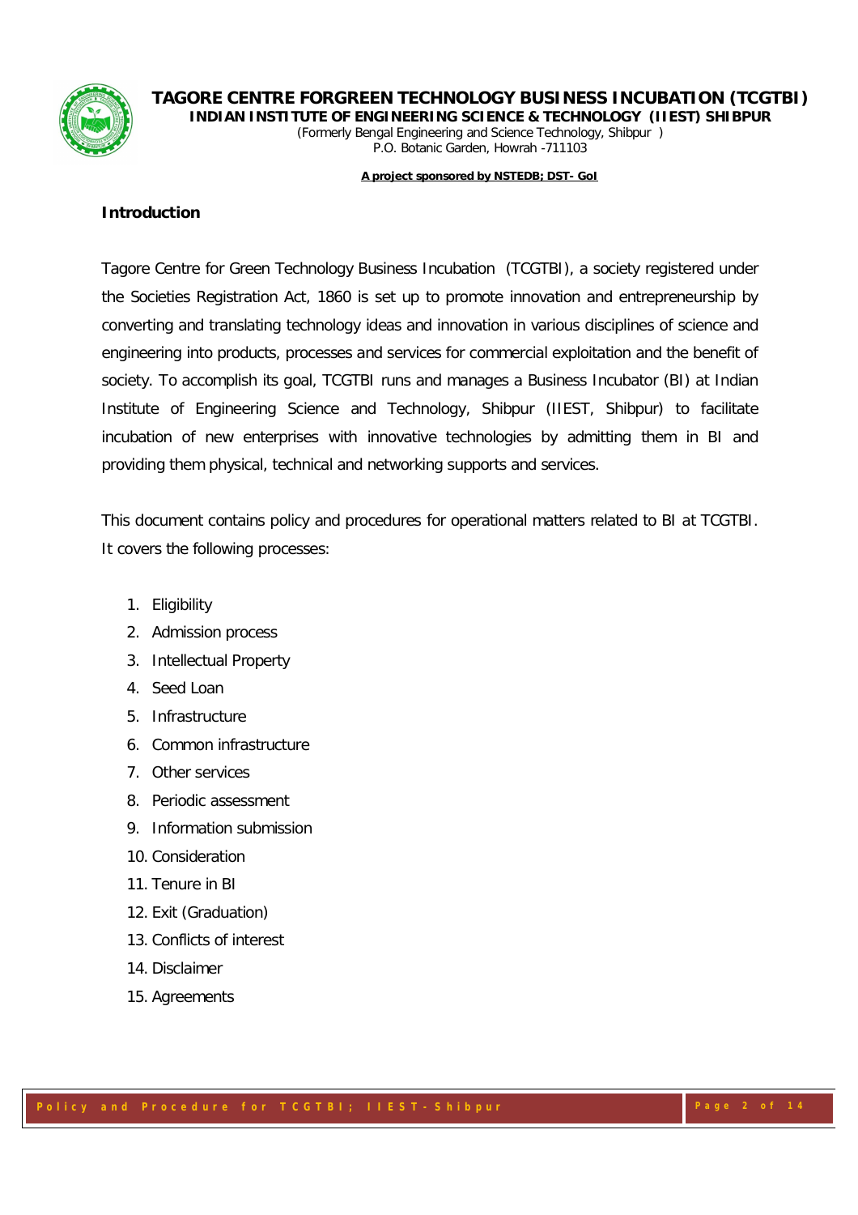## Introduction

Tagore Centre for Green Technology Business Incubation (TCGTBI), a society registered under the Societies Registration Act, 1860 is set up to promote innovation and entrepreneurship by converting and translating technology ideas and innovation in various disciplines of science and engineering into products, processes and services for commercial exploitation and the benefit of society. To accomplish its goal, TCGTBI runs and manages a Business Incubator (BI) at Indian Institute of Engineering Science and Technology, Shibpur (IIEST, Shibpur) to facilitate incubation of new enterprises with innovative technologies by admitting them in BI and providing them physical, technical and networking supports and services.

This document contains policy and procedures for operational matters related to BI at TCGTBI. It covers the following processes:

1. Eligibility
2. Admission process
3. Intellectual Property
4. Seed Loan
5. Infrastructure
6. Common infrastructure
7. Other services
8. Periodic assessment
9. Information submission
10. Consideration
11. Tenure in BI
12. Exit (Graduation)
13. Conflicts of interest
14. Disclaimer
15. Agreements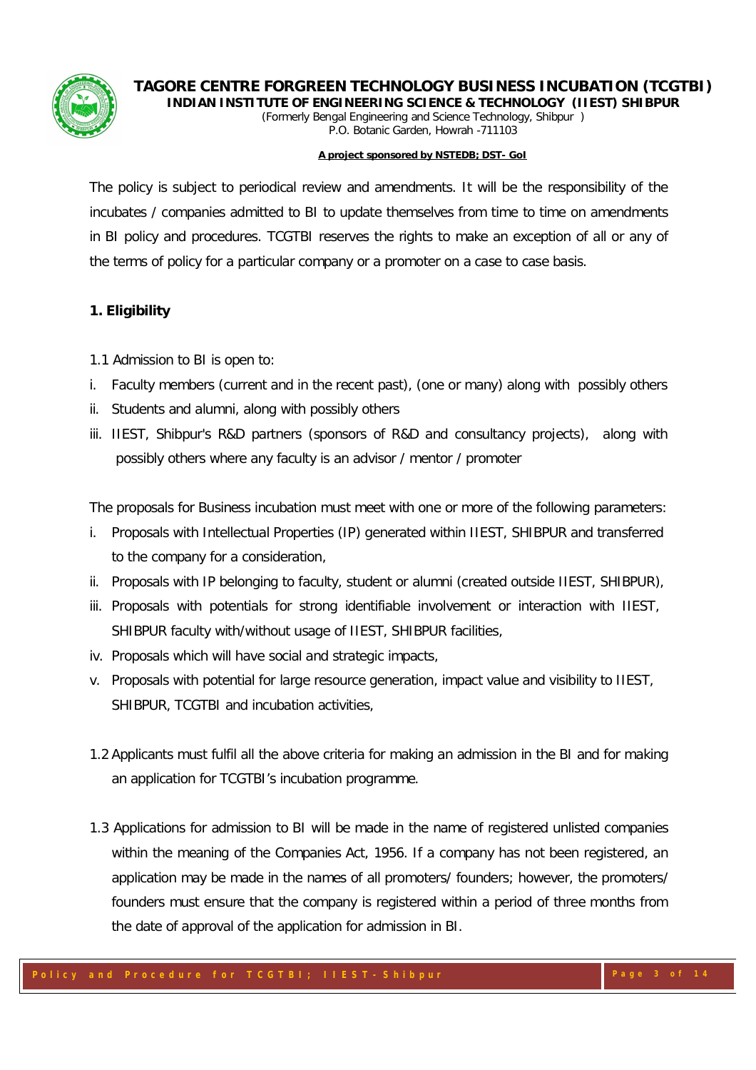The policy is subject to periodical review and amendments. It will be the responsibility of the incubates / companies admitted to BI to update themselves from time to time on amendments in BI policy and procedures. TCGTBI reserves the rights to make an exception of all or any of the terms of policy for a particular company or a promoter on a case to case basis.

## 1. Eligibility

1.1 Admission to BI is open to:

i. Faculty members (current and in the recent past), (one or many) along with possibly others
ii. Students and alumni, along with possibly others
iii. IIEST, Shibpur's R&D partners (sponsors of R&D and consultancy projects), along with possibly others where any faculty is an advisor / mentor / promoter

The proposals for Business incubation must meet with one or more of the following parameters:

i. Proposals with Intellectual Properties (IP) generated within IIEST, SHIBPUR and transferred to the company for a consideration,
ii. Proposals with IP belonging to faculty, student or alumni (created outside IIEST, SHIBPUR),
iii. Proposals with potentials for strong identifiable involvement or interaction with IIEST, SHIBPUR faculty with/without usage of IIEST, SHIBPUR facilities,
iv. Proposals which will have social and strategic impacts,
v. Proposals with potential for large resource generation, impact value and visibility to IIEST, SHIBPUR, TCGTBI and incubation activities,

1.2 Applicants must fulfil all the above criteria for making an admission in the BI and for making an application for TCGTBI's incubation programme.

1.3 Applications for admission to BI will be made in the name of registered unlisted companies within the meaning of the Companies Act, 1956. If a company has not been registered, an application may be made in the names of all promoters/ founders; however, the promoters/ founders must ensure that the company is registered within a period of three months from the date of approval of the application for admission in BI.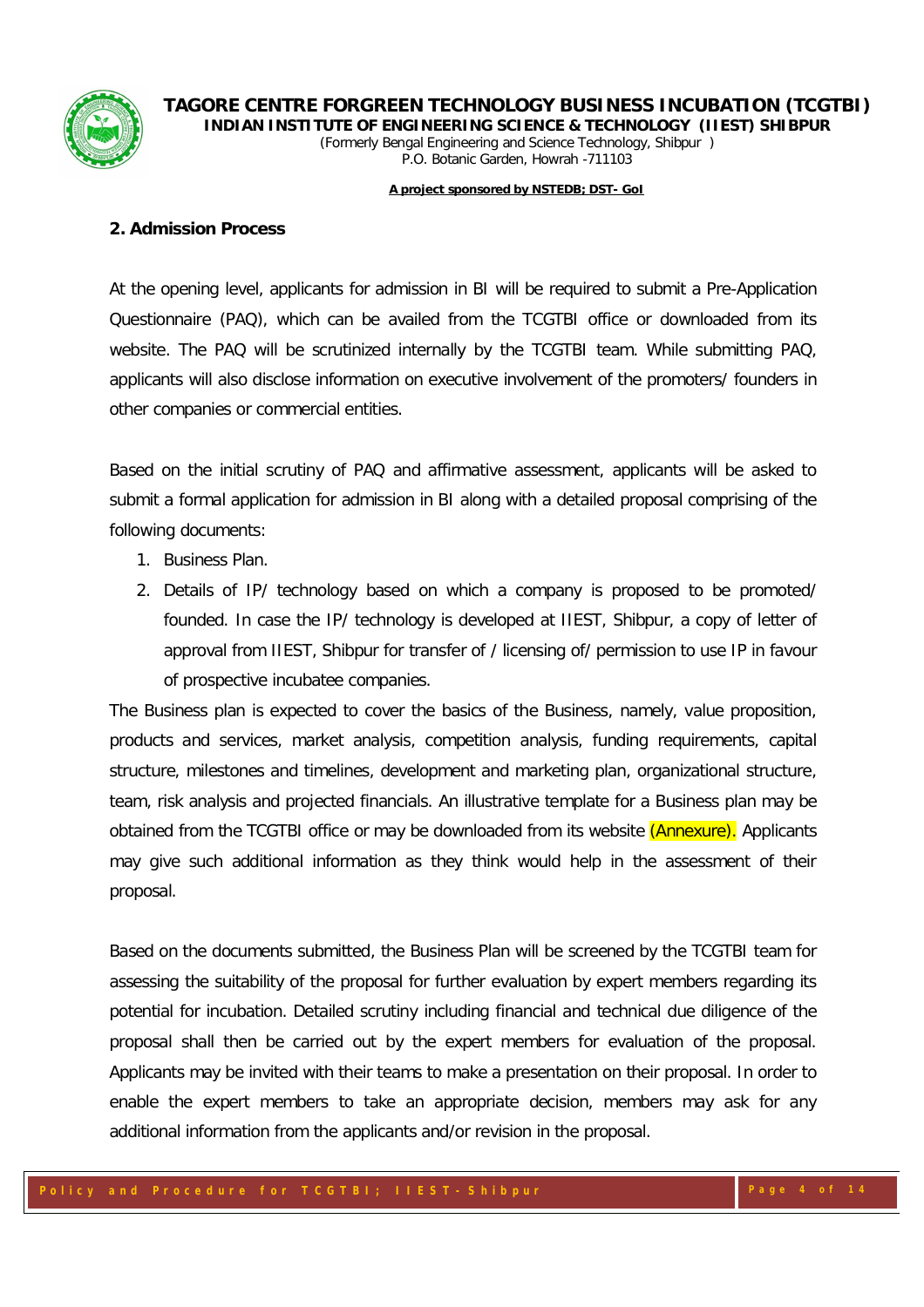## 2. Admission Process

At the opening level, applicants for admission in BI will be required to submit a Pre-Application Questionnaire (PAQ), which can be availed from the TCGTBI office or downloaded from its website. The PAQ will be scrutinized internally by the TCGTBI team. While submitting PAQ, applicants will also disclose information on executive involvement of the promoters/ founders in other companies or commercial entities.

Based on the initial scrutiny of PAQ and affirmative assessment, applicants will be asked to submit a formal application for admission in BI along with a detailed proposal comprising of the following documents:

1. Business Plan.
2. Details of IP/ technology based on which a company is proposed to be promoted/ founded. In case the IP/ technology is developed at IIEST, Shibpur, a copy of letter of approval from IIEST, Shibpur for transfer of / licensing of/ permission to use IP in favour of prospective incubatee companies.

The Business plan is expected to cover the basics of the Business, namely, value proposition, products and services, market analysis, competition analysis, funding requirements, capital structure, milestones and timelines, development and marketing plan, organizational structure, team, risk analysis and projected financials. An illustrative template for a Business plan may be obtained from the TCGTBI office or may be downloaded from its website (Annexure). Applicants may give such additional information as they think would help in the assessment of their proposal.

Based on the documents submitted, the Business Plan will be screened by the TCGTBI team for assessing the suitability of the proposal for further evaluation by expert members regarding its potential for incubation. Detailed scrutiny including financial and technical due diligence of the proposal shall then be carried out by the expert members for evaluation of the proposal. Applicants may be invited with their teams to make a presentation on their proposal. In order to enable the expert members to take an appropriate decision, members may ask for any additional information from the applicants and/or revision in the proposal.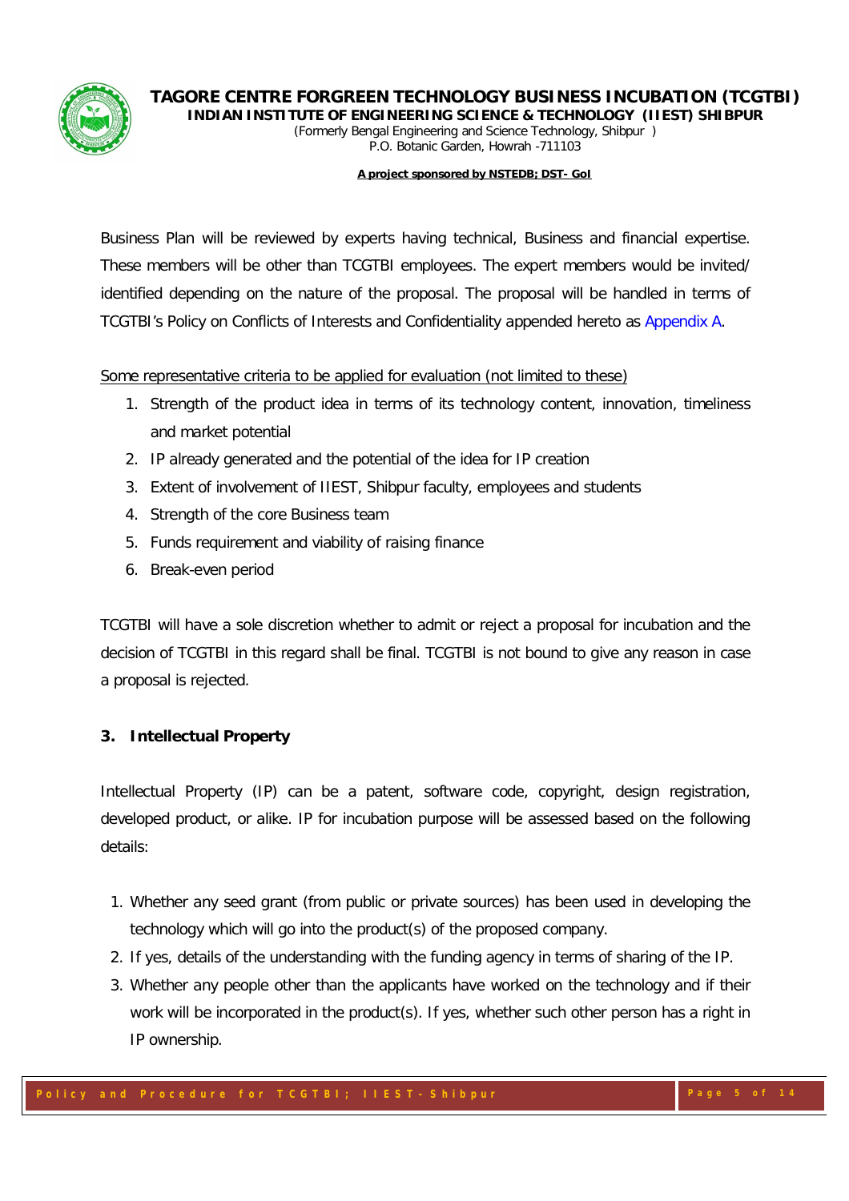Business Plan will be reviewed by experts having technical, Business and financial expertise. These members will be other than TCGTBI employees. The expert members would be invited/ identified depending on the nature of the proposal. The proposal will be handled in terms of TCGTBI's Policy on Conflicts of Interests and Confidentiality appended hereto as Appendix A.

Some representative criteria to be applied for evaluation (not limited to these)

1. Strength of the product idea in terms of its technology content, innovation, timeliness and market potential
2. IP already generated and the potential of the idea for IP creation
3. Extent of involvement of IIEST, Shibpur faculty, employees and students
4. Strength of the core Business team
5. Funds requirement and viability of raising finance
6. Break-even period

TCGTBI will have a sole discretion whether to admit or reject a proposal for incubation and the decision of TCGTBI in this regard shall be final. TCGTBI is not bound to give any reason in case a proposal is rejected.

## 3. Intellectual Property

Intellectual Property (IP) can be a patent, software code, copyright, design registration, developed product, or alike. IP for incubation purpose will be assessed based on the following details:

1. Whether any seed grant (from public or private sources) has been used in developing the technology which will go into the product(s) of the proposed company.
2. If yes, details of the understanding with the funding agency in terms of sharing of the IP.
3. Whether any people other than the applicants have worked on the technology and if their work will be incorporated in the product(s). If yes, whether such other person has a right in IP ownership.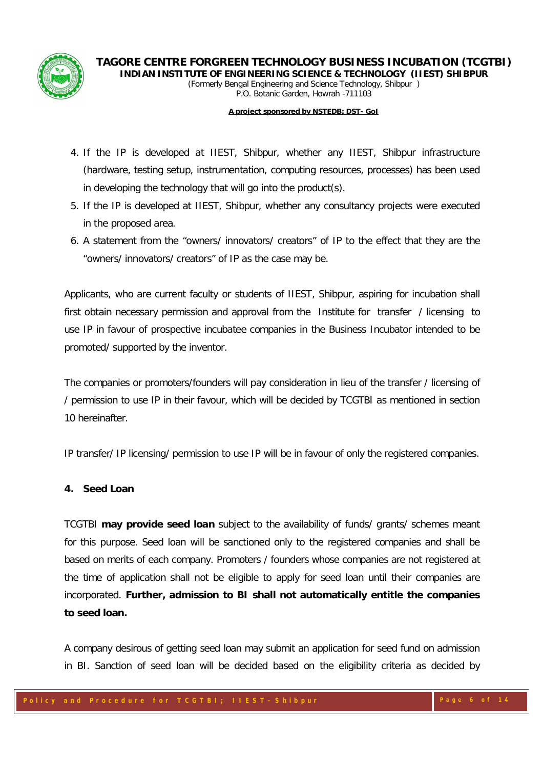4. If the IP is developed at IIEST, Shibpur, whether any IIEST, Shibpur infrastructure (hardware, testing setup, instrumentation, computing resources, processes) has been used in developing the technology that will go into the product(s).
5. If the IP is developed at IIEST, Shibpur, whether any consultancy projects were executed in the proposed area.
6. A statement from the "owners/ innovators/ creators" of IP to the effect that they are the "owners/ innovators/ creators" of IP as the case may be.

Applicants, who are current faculty or students of IIEST, Shibpur, aspiring for incubation shall first obtain necessary permission and approval from the Institute for transfer / licensing to use IP in favour of prospective incubatee companies in the Business Incubator intended to be promoted/ supported by the inventor.

The companies or promoters/founders will pay consideration in lieu of the transfer / licensing of / permission to use IP in their favour, which will be decided by TCGTBI as mentioned in section 10 hereinafter.

IP transfer/ IP licensing/ permission to use IP will be in favour of only the registered companies.

## 4. Seed Loan

TCGTBI **may provide seed loan** subject to the availability of funds/ grants/ schemes meant for this purpose. Seed loan will be sanctioned only to the registered companies and shall be based on merits of each company. Promoters / founders whose companies are not registered at the time of application shall not be eligible to apply for seed loan until their companies are incorporated. **Further, admission to BI shall not automatically entitle the companies to seed loan.**

A company desirous of getting seed loan may submit an application for seed fund on admission in BI. Sanction of seed loan will be decided based on the eligibility criteria as decided by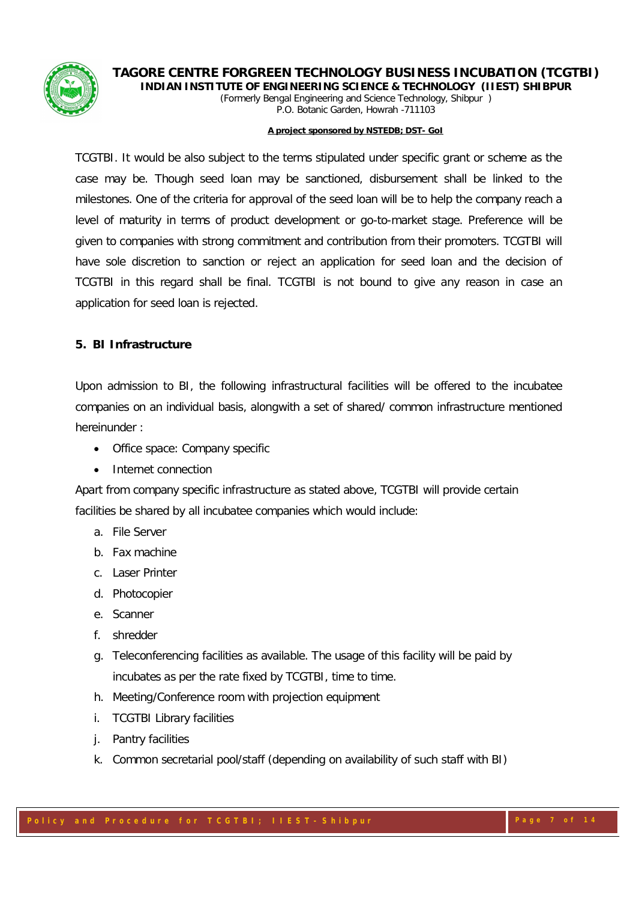TCGTBI. It would be also subject to the terms stipulated under specific grant or scheme as the case may be. Though seed loan may be sanctioned, disbursement shall be linked to the milestones. One of the criteria for approval of the seed loan will be to help the company reach a level of maturity in terms of product development or go-to-market stage. Preference will be given to companies with strong commitment and contribution from their promoters. TCGTBI will have sole discretion to sanction or reject an application for seed loan and the decision of TCGTBI in this regard shall be final. TCGTBI is not bound to give any reason in case an application for seed loan is rejected.

## 5. BI Infrastructure

Upon admission to BI, the following infrastructural facilities will be offered to the incubatee companies on an individual basis, alongwith a set of shared/ common infrastructure mentioned hereinunder :

- Office space: Company specific
- Internet connection

Apart from company specific infrastructure as stated above, TCGTBI will provide certain facilities be shared by all incubatee companies which would include:

a. File Server
b. Fax machine
c. Laser Printer
d. Photocopier
e. Scanner
f. shredder
g. Teleconferencing facilities as available. The usage of this facility will be paid by incubates as per the rate fixed by TCGTBI, time to time.
h. Meeting/Conference room with projection equipment
i. TCGTBI Library facilities
j. Pantry facilities
k. Common secretarial pool/staff (depending on availability of such staff with BI)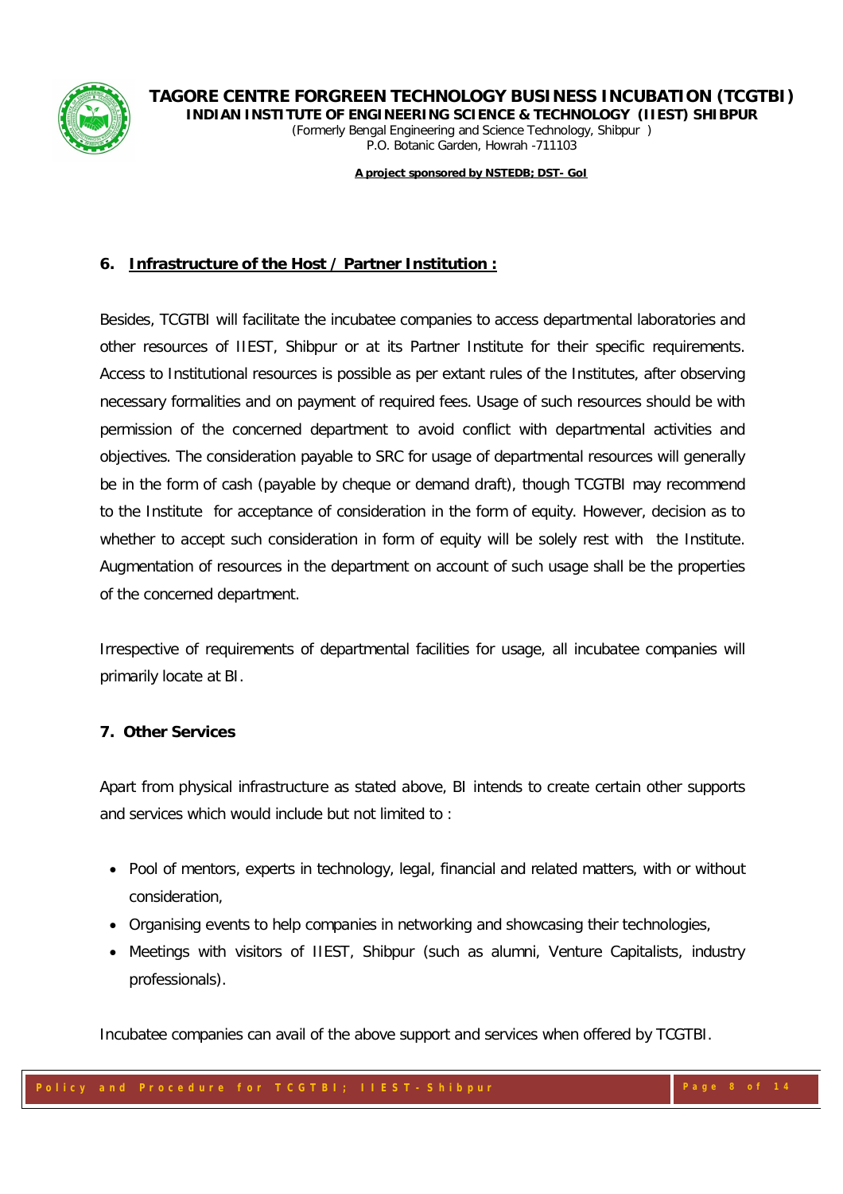## 6. Infrastructure of the Host / Partner Institution :

Besides, TCGTBI will facilitate the incubatee companies to access departmental laboratories and other resources of IIEST, Shibpur or at its Partner Institute for their specific requirements. Access to Institutional resources is possible as per extant rules of the Institutes, after observing necessary formalities and on payment of required fees. Usage of such resources should be with permission of the concerned department to avoid conflict with departmental activities and objectives. The consideration payable to SRC for usage of departmental resources will generally be in the form of cash (payable by cheque or demand draft), though TCGTBI may recommend to the Institute for acceptance of consideration in the form of equity. However, decision as to whether to accept such consideration in form of equity will be solely rest with the Institute. Augmentation of resources in the department on account of such usage shall be the properties of the concerned department.

Irrespective of requirements of departmental facilities for usage, all incubatee companies will primarily locate at BI.

## 7. Other Services

Apart from physical infrastructure as stated above, BI intends to create certain other supports and services which would include but not limited to :

- Pool of mentors, experts in technology, legal, financial and related matters, with or without consideration,
- Organising events to help companies in networking and showcasing their technologies,
- Meetings with visitors of IIEST, Shibpur (such as alumni, Venture Capitalists, industry professionals).

Incubatee companies can avail of the above support and services when offered by TCGTBI.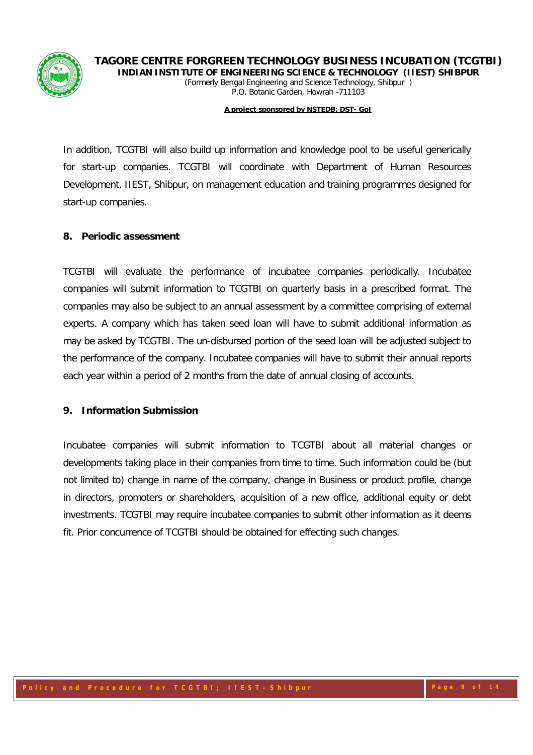In addition, TCGTBI will also build up information and knowledge pool to be useful generically for start-up companies. TCGTBI will coordinate with Department of Human Resources Development, IIEST, Shibpur, on management education and training programmes designed for start-up companies.

## 8. Periodic assessment

TCGTBI will evaluate the performance of incubatee companies periodically. Incubatee companies will submit information to TCGTBI on quarterly basis in a prescribed format. The companies may also be subject to an annual assessment by a committee comprising of external experts. A company which has taken seed loan will have to submit additional information as may be asked by TCGTBI. The un-disbursed portion of the seed loan will be adjusted subject to the performance of the company. Incubatee companies will have to submit their annual reports each year within a period of 2 months from the date of annual closing of accounts.

## 9. Information Submission

Incubatee companies will submit information to TCGTBI about all material changes or developments taking place in their companies from time to time. Such information could be (but not limited to) change in name of the company, change in Business or product profile, change in directors, promoters or shareholders, acquisition of a new office, additional equity or debt investments. TCGTBI may require incubatee companies to submit other information as it deems fit. Prior concurrence of TCGTBI should be obtained for effecting such changes.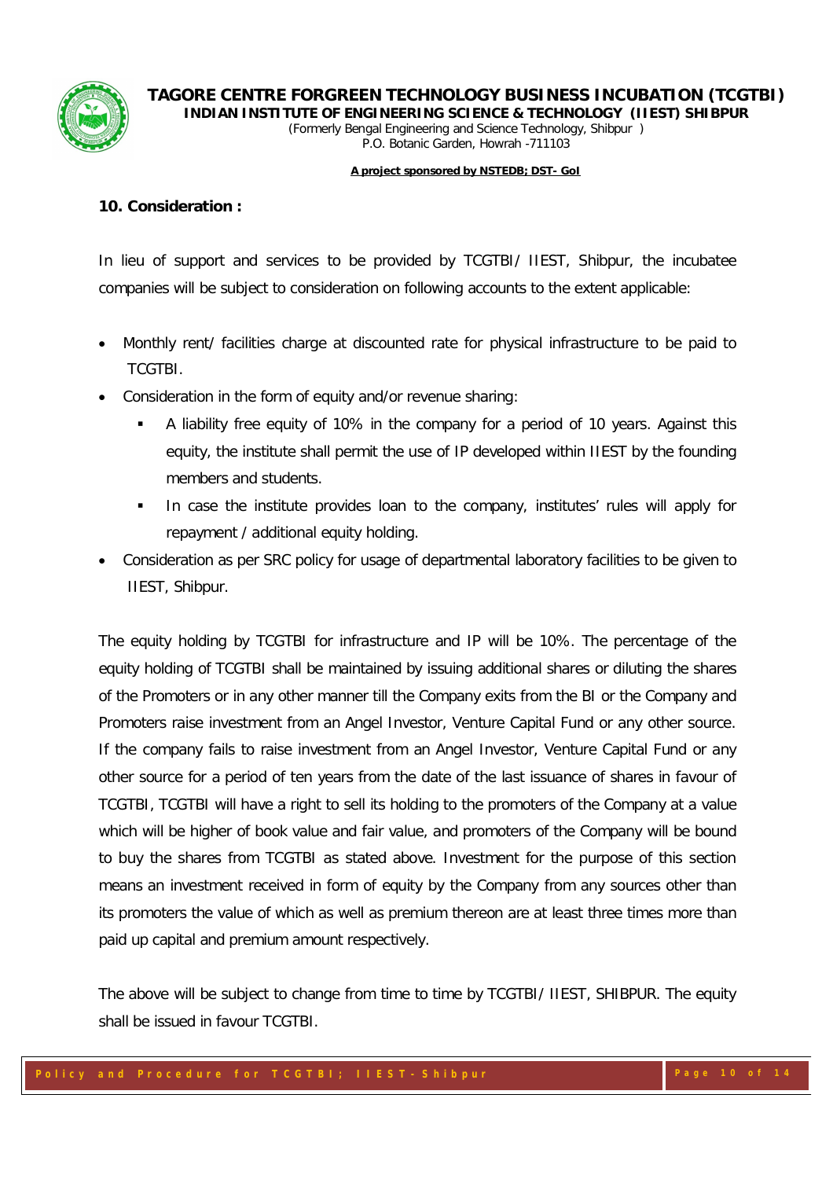## 10. Consideration :

In lieu of support and services to be provided by TCGTBI/ IIEST, Shibpur, the incubatee companies will be subject to consideration on following accounts to the extent applicable:

- Monthly rent/ facilities charge at discounted rate for physical infrastructure to be paid to TCGTBI.
- Consideration in the form of equity and/or revenue sharing:
    - A liability free equity of 10% in the company for a period of 10 years. Against this equity, the institute shall permit the use of IP developed within IIEST by the founding members and students.
    - In case the institute provides loan to the company, institutes' rules will apply for repayment / additional equity holding.
- Consideration as per SRC policy for usage of departmental laboratory facilities to be given to IIEST, Shibpur.

The equity holding by TCGTBI for infrastructure and IP will be 10%. The percentage of the equity holding of TCGTBI shall be maintained by issuing additional shares or diluting the shares of the Promoters or in any other manner till the Company exits from the BI or the Company and Promoters raise investment from an Angel Investor, Venture Capital Fund or any other source. If the company fails to raise investment from an Angel Investor, Venture Capital Fund or any other source for a period of ten years from the date of the last issuance of shares in favour of TCGTBI, TCGTBI will have a right to sell its holding to the promoters of the Company at a value which will be higher of book value and fair value, and promoters of the Company will be bound to buy the shares from TCGTBI as stated above. Investment for the purpose of this section means an investment received in form of equity by the Company from any sources other than its promoters the value of which as well as premium thereon are at least three times more than paid up capital and premium amount respectively.

The above will be subject to change from time to time by TCGTBI/ IIEST, SHIBPUR. The equity shall be issued in favour TCGTBI.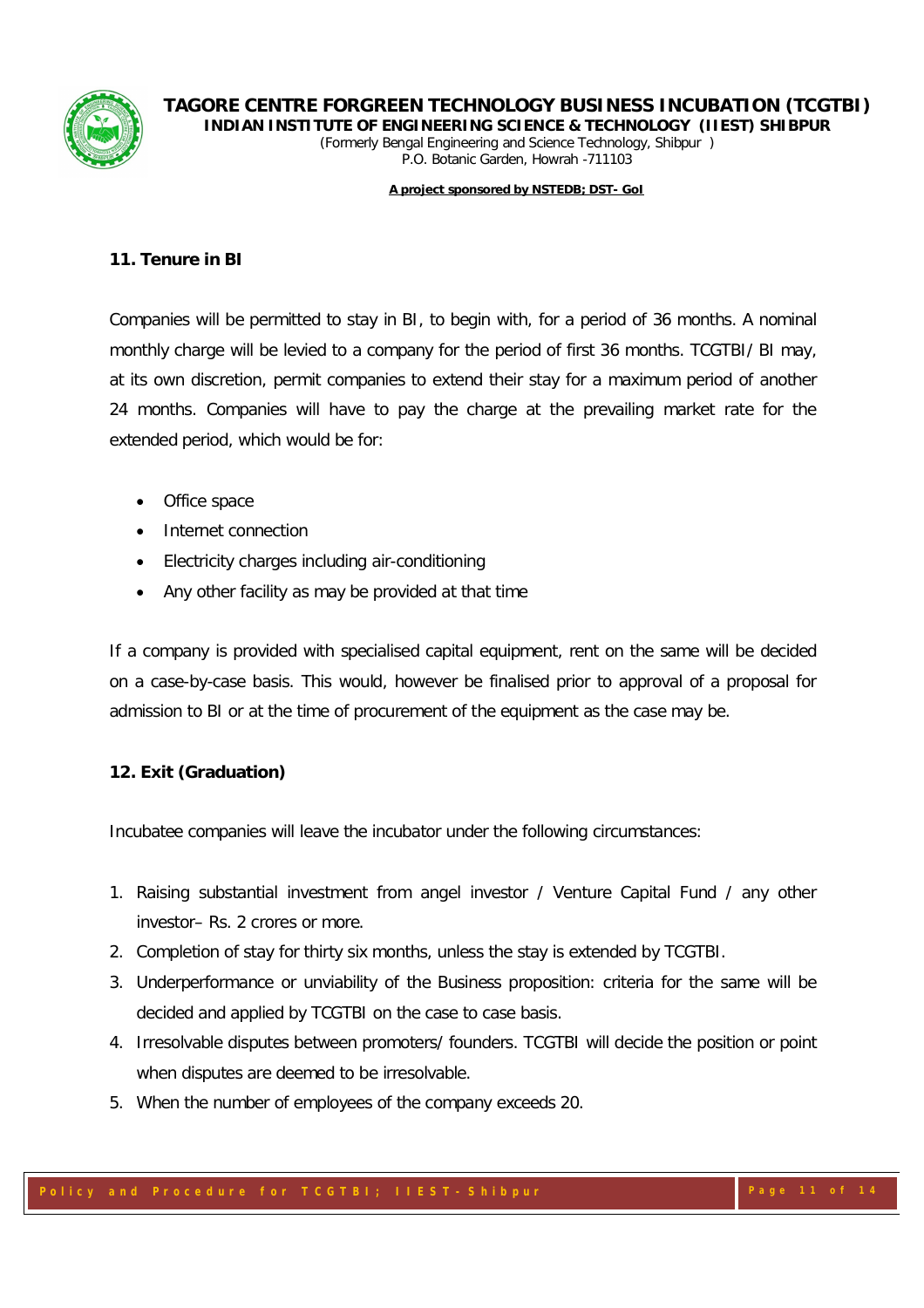## 11. Tenure in BI

Companies will be permitted to stay in BI, to begin with, for a period of 36 months. A nominal monthly charge will be levied to a company for the period of first 36 months. TCGTBI/ BI may, at its own discretion, permit companies to extend their stay for a maximum period of another 24 months. Companies will have to pay the charge at the prevailing market rate for the extended period, which would be for:

- Office space
- Internet connection
- Electricity charges including air-conditioning
- Any other facility as may be provided at that time

If a company is provided with specialised capital equipment, rent on the same will be decided on a case-by-case basis. This would, however be finalised prior to approval of a proposal for admission to BI or at the time of procurement of the equipment as the case may be.

## 12. Exit (Graduation)

Incubatee companies will leave the incubator under the following circumstances:

1. Raising substantial investment from angel investor / Venture Capital Fund / any other investor– Rs. 2 crores or more.
2. Completion of stay for thirty six months, unless the stay is extended by TCGTBI.
3. Underperformance or unviability of the Business proposition: criteria for the same will be decided and applied by TCGTBI on the case to case basis.
4. Irresolvable disputes between promoters/ founders. TCGTBI will decide the position or point when disputes are deemed to be irresolvable.
5. When the number of employees of the company exceeds 20.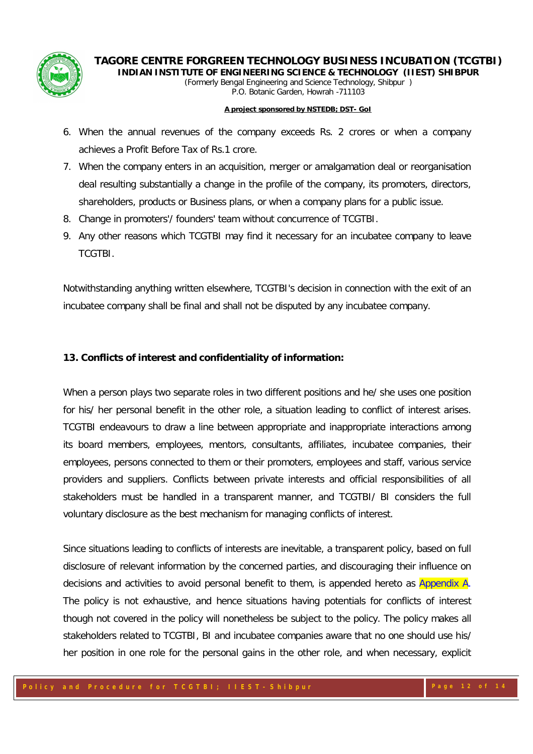6. When the annual revenues of the company exceeds Rs. 2 crores or when a company achieves a Profit Before Tax of Rs.1 crore.
7. When the company enters in an acquisition, merger or amalgamation deal or reorganisation deal resulting substantially a change in the profile of the company, its promoters, directors, shareholders, products or Business plans, or when a company plans for a public issue.
8. Change in promoters'/ founders' team without concurrence of TCGTBI.
9. Any other reasons which TCGTBI may find it necessary for an incubatee company to leave TCGTBI.

Notwithstanding anything written elsewhere, TCGTBI's decision in connection with the exit of an incubatee company shall be final and shall not be disputed by any incubatee company.

## 13. Conflicts of interest and confidentiality of information:

When a person plays two separate roles in two different positions and he/ she uses one position for his/ her personal benefit in the other role, a situation leading to conflict of interest arises. TCGTBI endeavours to draw a line between appropriate and inappropriate interactions among its board members, employees, mentors, consultants, affiliates, incubatee companies, their employees, persons connected to them or their promoters, employees and staff, various service providers and suppliers. Conflicts between private interests and official responsibilities of all stakeholders must be handled in a transparent manner, and TCGTBI/ BI considers the full voluntary disclosure as the best mechanism for managing conflicts of interest.

Since situations leading to conflicts of interests are inevitable, a transparent policy, based on full disclosure of relevant information by the concerned parties, and discouraging their influence on decisions and activities to avoid personal benefit to them, is appended hereto as Appendix A. The policy is not exhaustive, and hence situations having potentials for conflicts of interest though not covered in the policy will nonetheless be subject to the policy. The policy makes all stakeholders related to TCGTBI, BI and incubatee companies aware that no one should use his/ her position in one role for the personal gains in the other role, and when necessary, explicit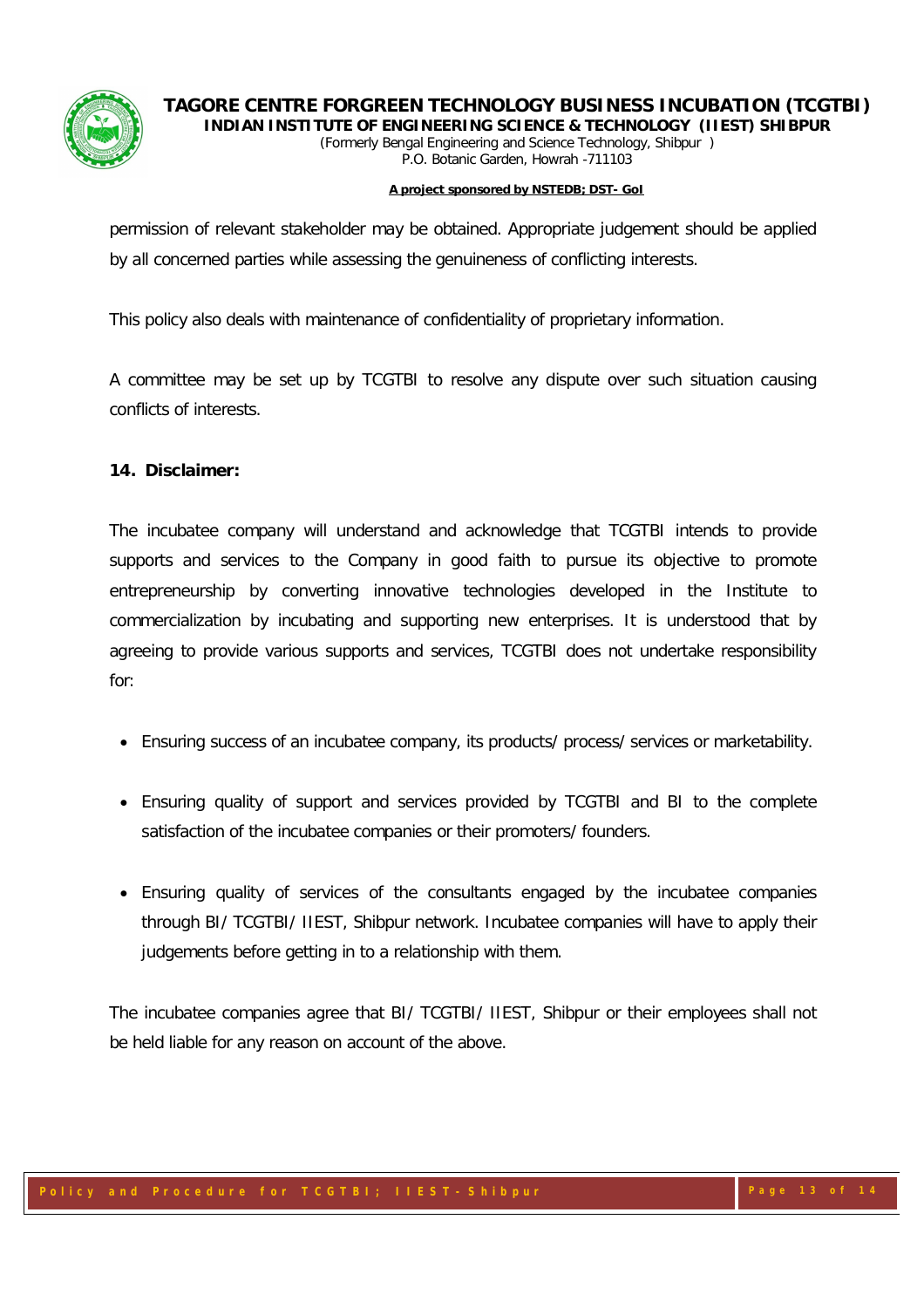permission of relevant stakeholder may be obtained. Appropriate judgement should be applied by all concerned parties while assessing the genuineness of conflicting interests.

This policy also deals with maintenance of confidentiality of proprietary information.

A committee may be set up by TCGTBI to resolve any dispute over such situation causing conflicts of interests.

**14. Disclaimer:**

The incubatee company will understand and acknowledge that TCGTBI intends to provide supports and services to the Company in good faith to pursue its objective to promote entrepreneurship by converting innovative technologies developed in the Institute to commercialization by incubating and supporting new enterprises. It is understood that by agreeing to provide various supports and services, TCGTBI does not undertake responsibility for:

- Ensuring success of an incubatee company, its products/ process/ services or marketability.
- Ensuring quality of support and services provided by TCGTBI and BI to the complete satisfaction of the incubatee companies or their promoters/ founders.
- Ensuring quality of services of the consultants engaged by the incubatee companies through BI/ TCGTBI/ IIEST, Shibpur network. Incubatee companies will have to apply their judgements before getting in to a relationship with them.

The incubatee companies agree that BI/ TCGTBI/ IIEST, Shibpur or their employees shall not be held liable for any reason on account of the above.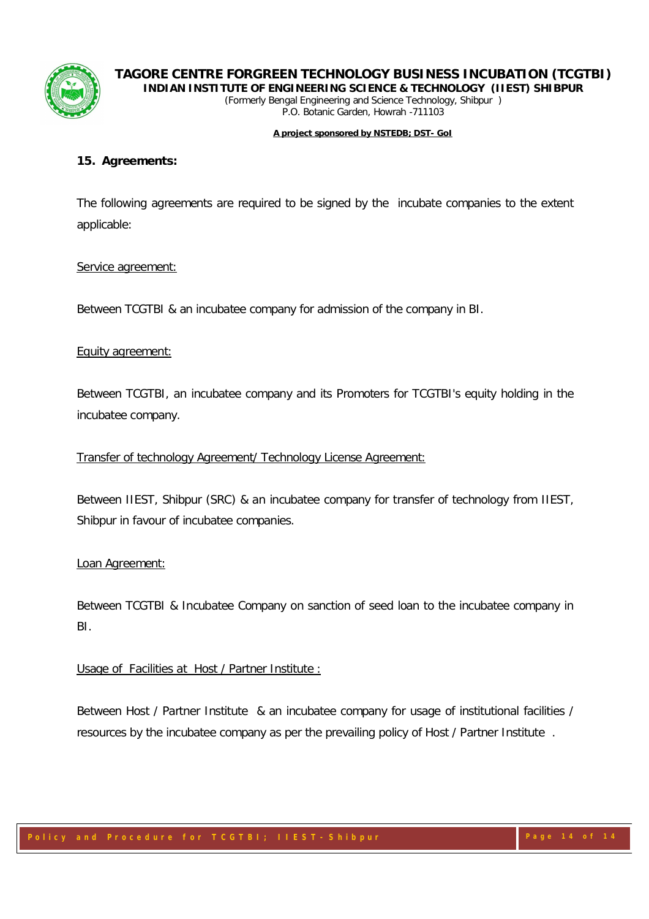## 15. Agreements:

The following agreements are required to be signed by the incubate companies to the extent applicable:

Service agreement:

Between TCGTBI & an incubatee company for admission of the company in BI.

Equity agreement:

Between TCGTBI, an incubatee company and its Promoters for TCGTBI's equity holding in the incubatee company.

Transfer of technology Agreement/ Technology License Agreement:

Between IIEST, Shibpur (SRC) & an incubatee company for transfer of technology from IIEST, Shibpur in favour of incubatee companies.

Loan Agreement:

Between TCGTBI & Incubatee Company on sanction of seed loan to the incubatee company in BI.

Usage of Facilities at Host / Partner Institute :

Between Host / Partner Institute & an incubatee company for usage of institutional facilities / resources by the incubatee company as per the prevailing policy of Host / Partner Institute .